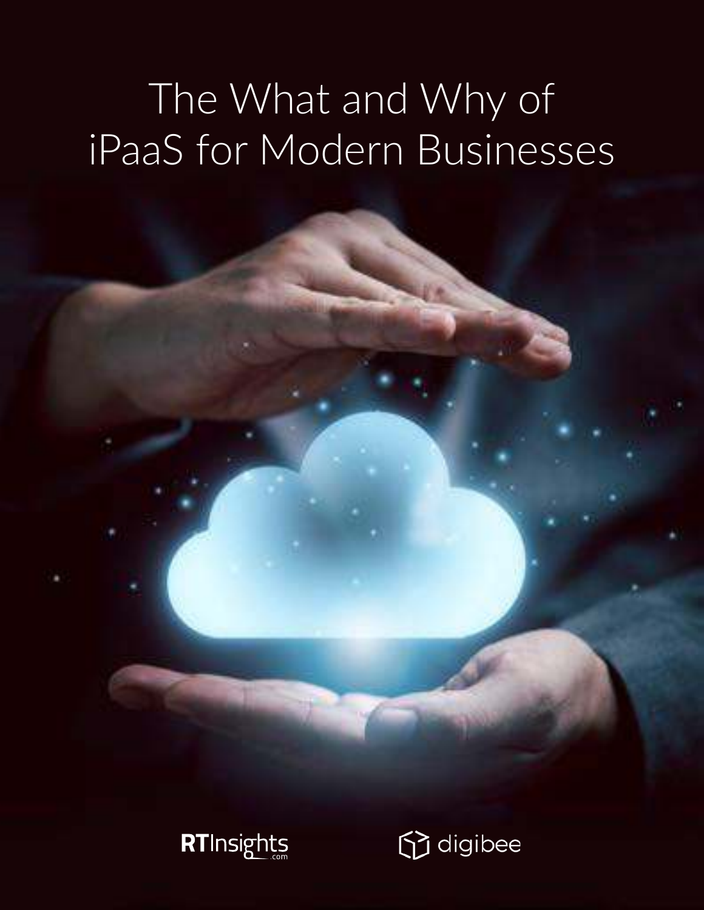# The What and Why of iPaaS for Modern Businesses

RTInsights.com

digibee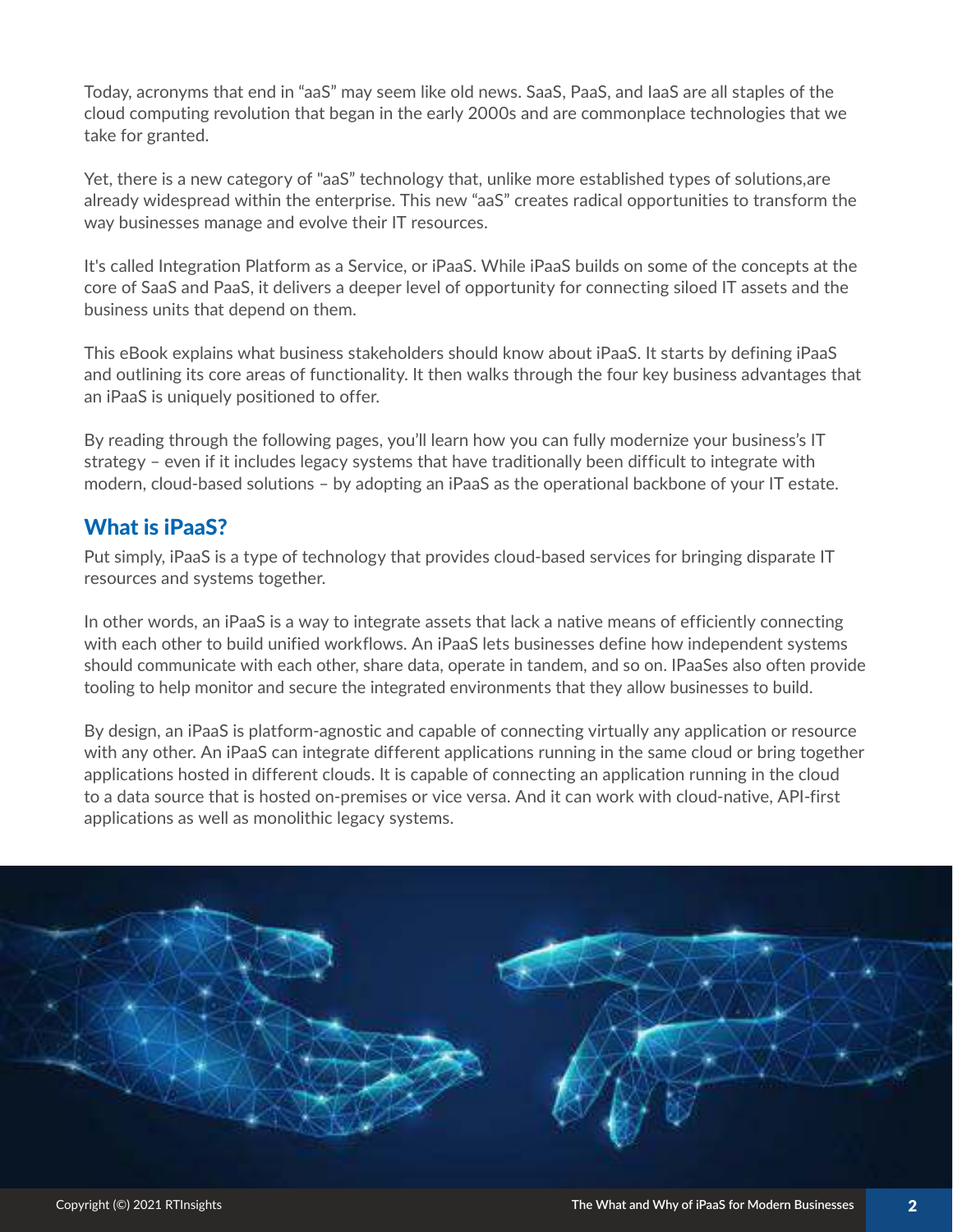Today, acronyms that end in "aaS" may seem like old news. SaaS, PaaS, and IaaS are all staples of the cloud computing revolution that began in the early 2000s and are commonplace technologies that we take for granted.

Yet, there is a new category of "aaS" technology that, unlike more established types of solutions,are already widespread within the enterprise. This new "aaS" creates radical opportunities to transform the way businesses manage and evolve their IT resources.

It's called Integration Platform as a Service, or iPaaS. While iPaaS builds on some of the concepts at the core of SaaS and PaaS, it delivers a deeper level of opportunity for connecting siloed IT assets and the business units that depend on them.

This eBook explains what business stakeholders should know about iPaaS. It starts by defining iPaaS and outlining its core areas of functionality. It then walks through the four key business advantages that an iPaaS is uniquely positioned to offer.

By reading through the following pages, you'll learn how you can fully modernize your business's IT strategy – even if it includes legacy systems that have traditionally been difficult to integrate with modern, cloud-based solutions – by adopting an iPaaS as the operational backbone of your IT estate.

## What is iPaaS?

Put simply, iPaaS is a type of technology that provides cloud-based services for bringing disparate IT resources and systems together.

In other words, an iPaaS is a way to integrate assets that lack a native means of efficiently connecting with each other to build unified workflows. An iPaaS lets businesses define how independent systems should communicate with each other, share data, operate in tandem, and so on. IPaaSes also often provide tooling to help monitor and secure the integrated environments that they allow businesses to build.

By design, an iPaaS is platform-agnostic and capable of connecting virtually any application or resource with any other. An iPaaS can integrate different applications running in the same cloud or bring together applications hosted in different clouds. It is capable of connecting an application running in the cloud to a data source that is hosted on-premises or vice versa. And it can work with cloud-native, API-first applications as well as monolithic legacy systems.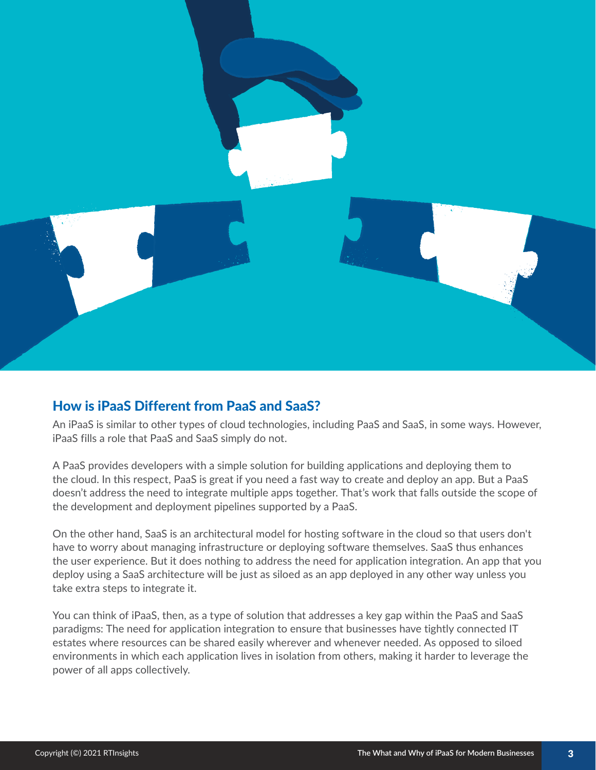## How is iPaaS Different from PaaS and SaaS?

An iPaaS is similar to other types of cloud technologies, including PaaS and SaaS, in some ways. However, iPaaS fills a role that PaaS and SaaS simply do not.

A PaaS provides developers with a simple solution for building applications and deploying them to the cloud. In this respect, PaaS is great if you need a fast way to create and deploy an app. But a PaaS doesn't address the need to integrate multiple apps together. That's work that falls outside the scope of the development and deployment pipelines supported by a PaaS.

On the other hand, SaaS is an architectural model for hosting software in the cloud so that users don't have to worry about managing infrastructure or deploying software themselves. SaaS thus enhances the user experience. But it does nothing to address the need for application integration. An app that you deploy using a SaaS architecture will be just as siloed as an app deployed in any other way unless you take extra steps to integrate it.

You can think of iPaaS, then, as a type of solution that addresses a key gap within the PaaS and SaaS paradigms: The need for application integration to ensure that businesses have tightly connected IT estates where resources can be shared easily wherever and whenever needed. As opposed to siloed environments in which each application lives in isolation from others, making it harder to leverage the power of all apps collectively.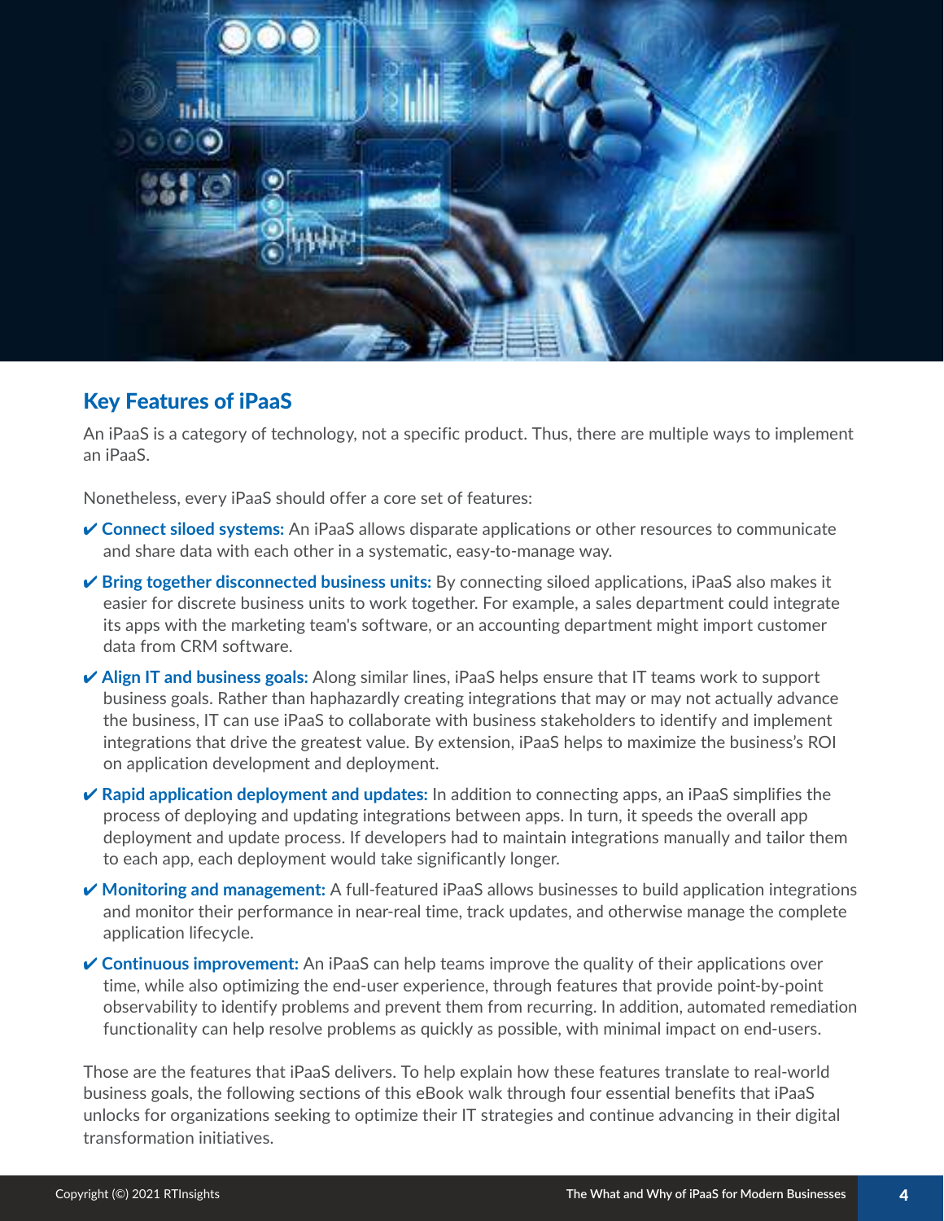## Key Features of iPaaS

An iPaaS is a category of technology, not a specific product. Thus, there are multiple ways to implement an iPaaS.

Nonetheless, every iPaaS should offer a core set of features:

✔ **Connect siloed systems:** An iPaaS allows disparate applications or other resources to communicate and share data with each other in a systematic, easy-to-manage way.

✔ **Bring together disconnected business units:** By connecting siloed applications, iPaaS also makes it easier for discrete business units to work together. For example, a sales department could integrate its apps with the marketing team's software, or an accounting department might import customer data from CRM software.

✔ **Align IT and business goals:** Along similar lines, iPaaS helps ensure that IT teams work to support business goals. Rather than haphazardly creating integrations that may or may not actually advance the business, IT can use iPaaS to collaborate with business stakeholders to identify and implement integrations that drive the greatest value. By extension, iPaaS helps to maximize the business's ROI on application development and deployment.

✔ **Rapid application deployment and updates:** In addition to connecting apps, an iPaaS simplifies the process of deploying and updating integrations between apps. In turn, it speeds the overall app deployment and update process. If developers had to maintain integrations manually and tailor them to each app, each deployment would take significantly longer.

✔ **Monitoring and management:** A full-featured iPaaS allows businesses to build application integrations and monitor their performance in near-real time, track updates, and otherwise manage the complete application lifecycle.

✔ **Continuous improvement:** An iPaaS can help teams improve the quality of their applications over time, while also optimizing the end-user experience, through features that provide point-by-point observability to identify problems and prevent them from recurring. In addition, automated remediation functionality can help resolve problems as quickly as possible, with minimal impact on end-users.

Those are the features that iPaaS delivers. To help explain how these features translate to real-world business goals, the following sections of this eBook walk through four essential benefits that iPaaS unlocks for organizations seeking to optimize their IT strategies and continue advancing in their digital transformation initiatives.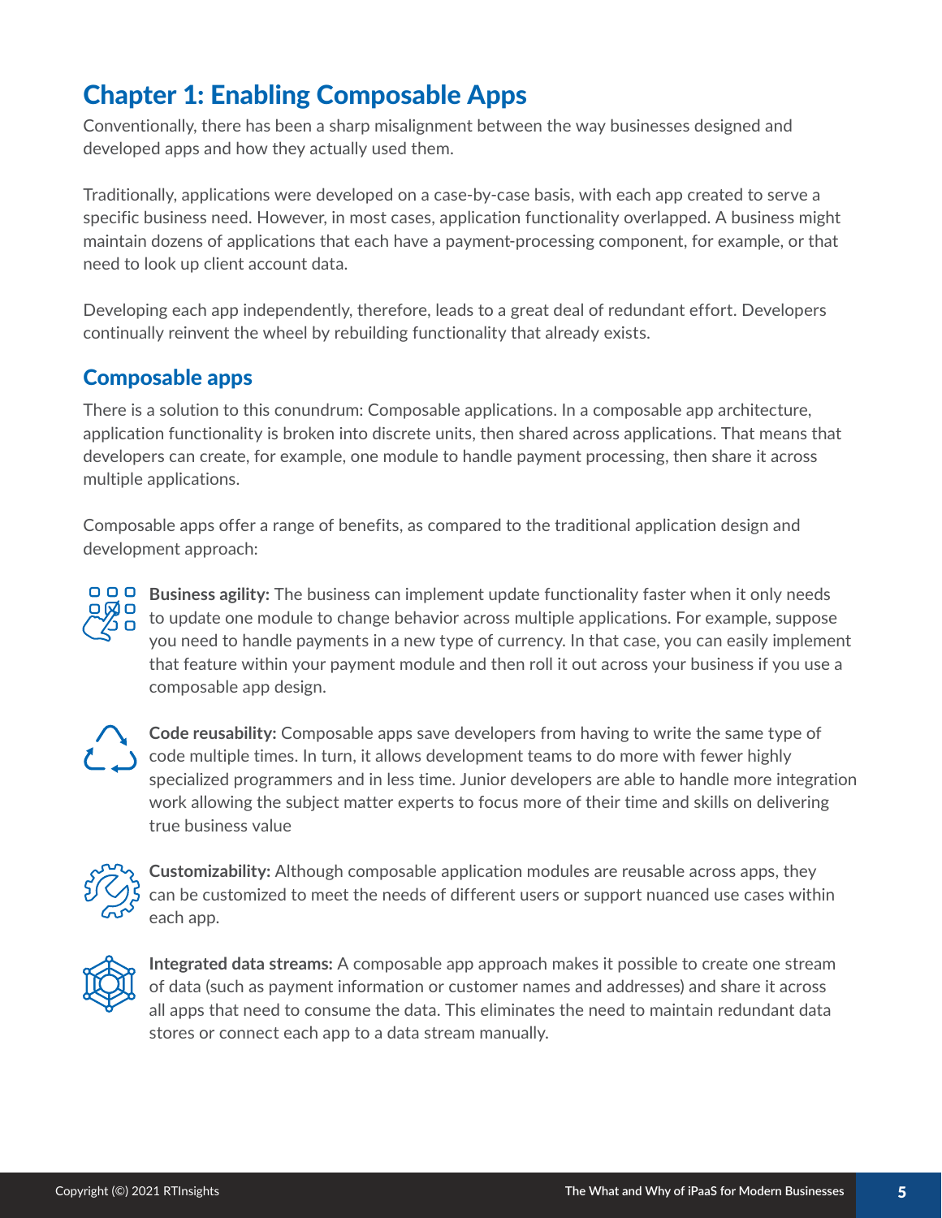# Chapter 1: Enabling Composable Apps

Conventionally, there has been a sharp misalignment between the way businesses designed and developed apps and how they actually used them.

Traditionally, applications were developed on a case-by-case basis, with each app created to serve a specific business need. However, in most cases, application functionality overlapped. A business might maintain dozens of applications that each have a payment-processing component, for example, or that need to look up client account data.

Developing each app independently, therefore, leads to a great deal of redundant effort. Developers continually reinvent the wheel by rebuilding functionality that already exists.

## Composable apps

There is a solution to this conundrum: Composable applications. In a composable app architecture, application functionality is broken into discrete units, then shared across applications. That means that developers can create, for example, one module to handle payment processing, then share it across multiple applications.

Composable apps offer a range of benefits, as compared to the traditional application design and development approach:

**Business agility:** The business can implement update functionality faster when it only needs to update one module to change behavior across multiple applications. For example, suppose you need to handle payments in a new type of currency. In that case, you can easily implement that feature within your payment module and then roll it out across your business if you use a composable app design.

**Code reusability:** Composable apps save developers from having to write the same type of code multiple times. In turn, it allows development teams to do more with fewer highly specialized programmers and in less time. Junior developers are able to handle more integration work allowing the subject matter experts to focus more of their time and skills on delivering true business value

**Customizability:** Although composable application modules are reusable across apps, they can be customized to meet the needs of different users or support nuanced use cases within each app.

**Integrated data streams:** A composable app approach makes it possible to create one stream of data (such as payment information or customer names and addresses) and share it across all apps that need to consume the data. This eliminates the need to maintain redundant data stores or connect each app to a data stream manually.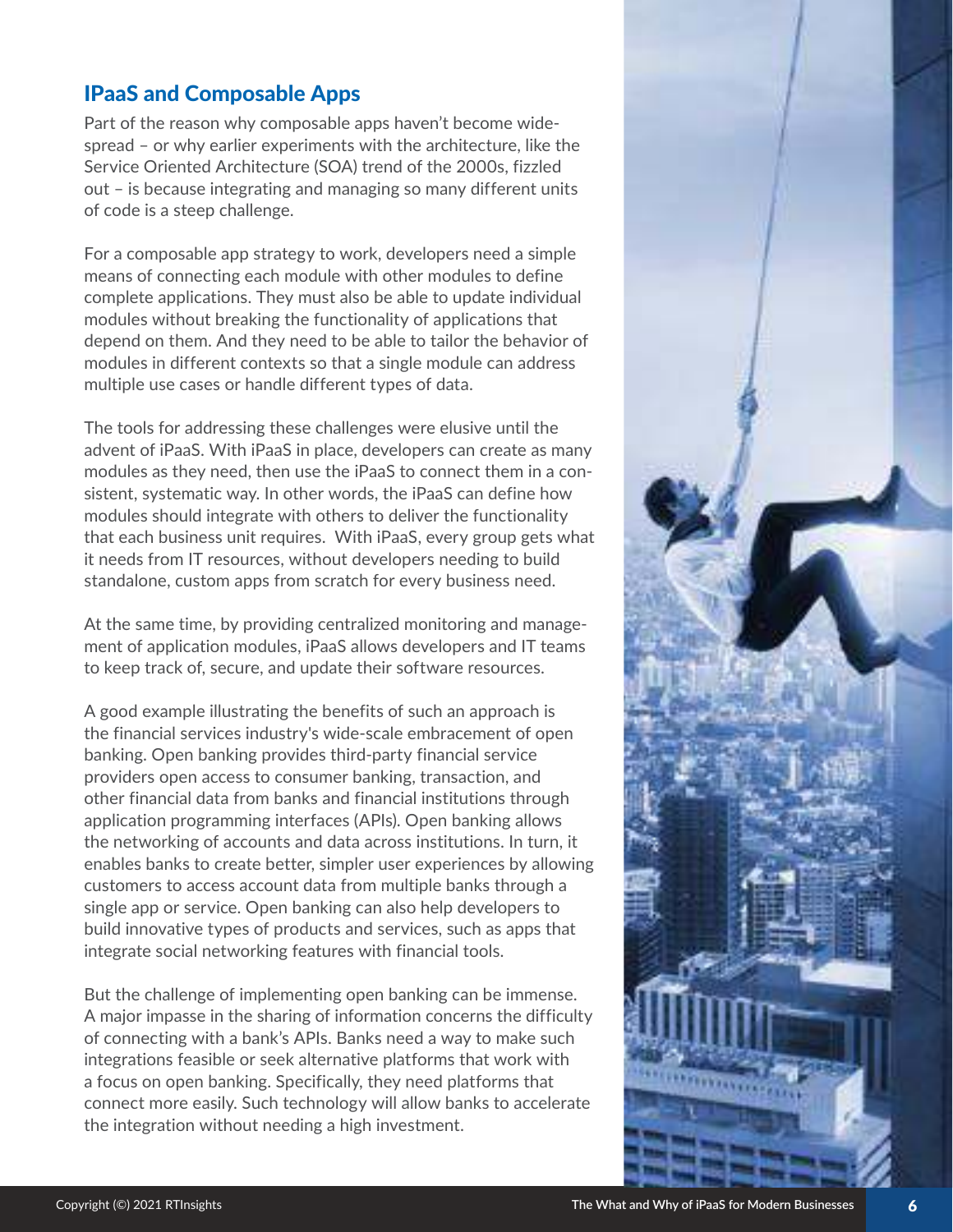## IPaaS and Composable Apps

Part of the reason why composable apps haven't become widespread – or why earlier experiments with the architecture, like the Service Oriented Architecture (SOA) trend of the 2000s, fizzled out – is because integrating and managing so many different units of code is a steep challenge.

For a composable app strategy to work, developers need a simple means of connecting each module with other modules to define complete applications. They must also be able to update individual modules without breaking the functionality of applications that depend on them. And they need to be able to tailor the behavior of modules in different contexts so that a single module can address multiple use cases or handle different types of data.

The tools for addressing these challenges were elusive until the advent of iPaaS. With iPaaS in place, developers can create as many modules as they need, then use the iPaaS to connect them in a consistent, systematic way. In other words, the iPaaS can define how modules should integrate with others to deliver the functionality that each business unit requires. With iPaaS, every group gets what it needs from IT resources, without developers needing to build standalone, custom apps from scratch for every business need.

At the same time, by providing centralized monitoring and management of application modules, iPaaS allows developers and IT teams to keep track of, secure, and update their software resources.

A good example illustrating the benefits of such an approach is the financial services industry's wide-scale embracement of open banking. Open banking provides third-party financial service providers open access to consumer banking, transaction, and other financial data from banks and financial institutions through application programming interfaces (APIs). Open banking allows the networking of accounts and data across institutions. In turn, it enables banks to create better, simpler user experiences by allowing customers to access account data from multiple banks through a single app or service. Open banking can also help developers to build innovative types of products and services, such as apps that integrate social networking features with financial tools.

But the challenge of implementing open banking can be immense. A major impasse in the sharing of information concerns the difficulty of connecting with a bank's APIs. Banks need a way to make such integrations feasible or seek alternative platforms that work with a focus on open banking. Specifically, they need platforms that connect more easily. Such technology will allow banks to accelerate the integration without needing a high investment.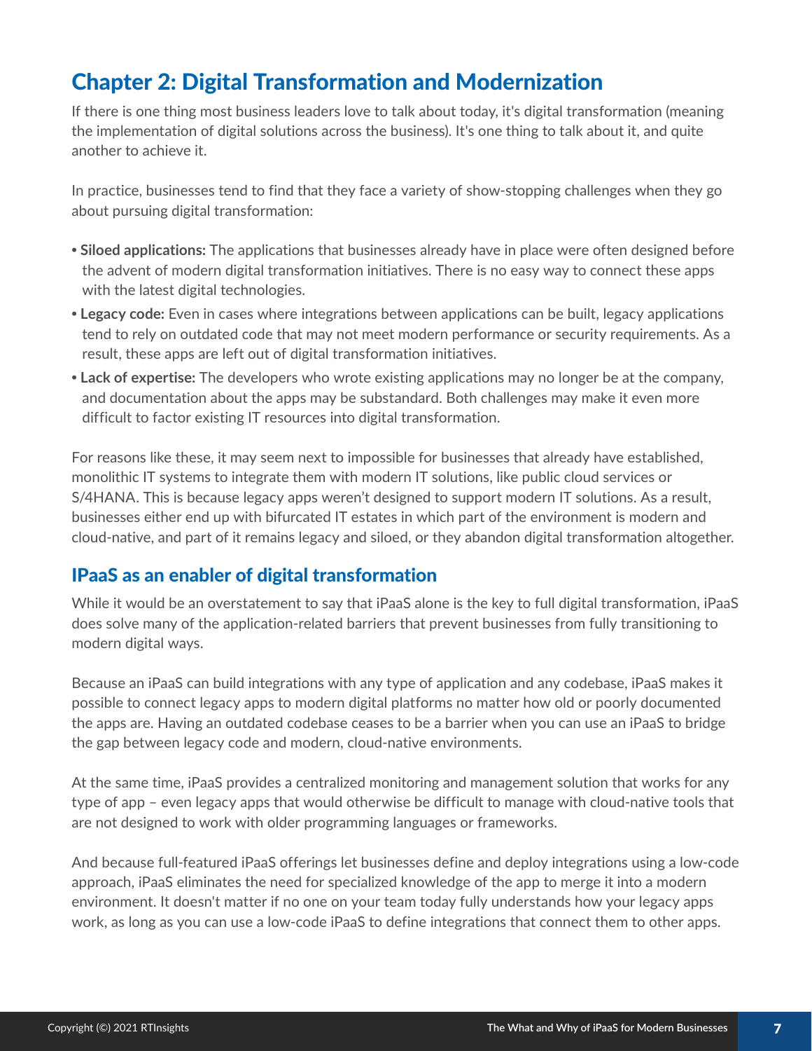# Chapter 2: Digital Transformation and Modernization

If there is one thing most business leaders love to talk about today, it's digital transformation (meaning the implementation of digital solutions across the business). It's one thing to talk about it, and quite another to achieve it.

In practice, businesses tend to find that they face a variety of show-stopping challenges when they go about pursuing digital transformation:

- **Siloed applications:** The applications that businesses already have in place were often designed before the advent of modern digital transformation initiatives. There is no easy way to connect these apps with the latest digital technologies.
- **Legacy code:** Even in cases where integrations between applications can be built, legacy applications tend to rely on outdated code that may not meet modern performance or security requirements. As a result, these apps are left out of digital transformation initiatives.
- **Lack of expertise:** The developers who wrote existing applications may no longer be at the company, and documentation about the apps may be substandard. Both challenges may make it even more difficult to factor existing IT resources into digital transformation.

For reasons like these, it may seem next to impossible for businesses that already have established, monolithic IT systems to integrate them with modern IT solutions, like public cloud services or S/4HANA. This is because legacy apps weren't designed to support modern IT solutions. As a result, businesses either end up with bifurcated IT estates in which part of the environment is modern and cloud-native, and part of it remains legacy and siloed, or they abandon digital transformation altogether.

## IPaaS as an enabler of digital transformation

While it would be an overstatement to say that iPaaS alone is the key to full digital transformation, iPaaS does solve many of the application-related barriers that prevent businesses from fully transitioning to modern digital ways.

Because an iPaaS can build integrations with any type of application and any codebase, iPaaS makes it possible to connect legacy apps to modern digital platforms no matter how old or poorly documented the apps are. Having an outdated codebase ceases to be a barrier when you can use an iPaaS to bridge the gap between legacy code and modern, cloud-native environments.

At the same time, iPaaS provides a centralized monitoring and management solution that works for any type of app – even legacy apps that would otherwise be difficult to manage with cloud-native tools that are not designed to work with older programming languages or frameworks.

And because full-featured iPaaS offerings let businesses define and deploy integrations using a low-code approach, iPaaS eliminates the need for specialized knowledge of the app to merge it into a modern environment. It doesn't matter if no one on your team today fully understands how your legacy apps work, as long as you can use a low-code iPaaS to define integrations that connect them to other apps.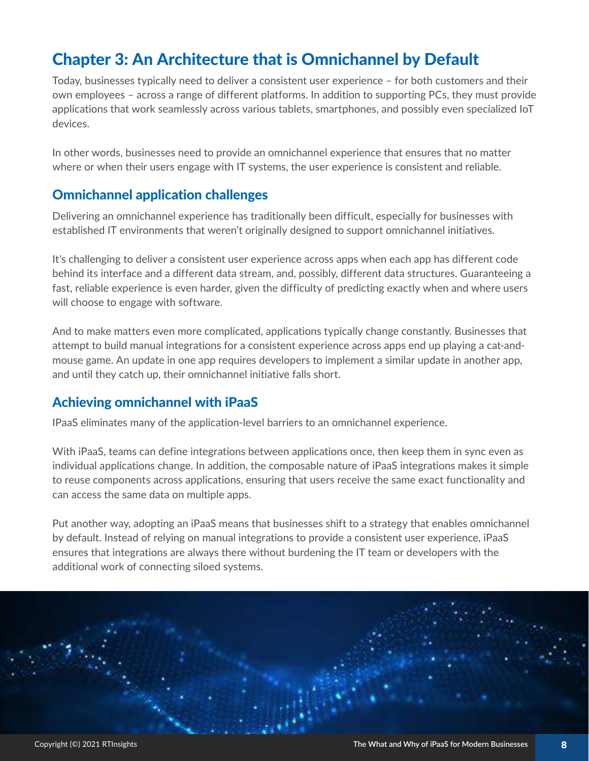# Chapter 3: An Architecture that is Omnichannel by Default

Today, businesses typically need to deliver a consistent user experience – for both customers and their own employees – across a range of different platforms. In addition to supporting PCs, they must provide applications that work seamlessly across various tablets, smartphones, and possibly even specialized IoT devices.

In other words, businesses need to provide an omnichannel experience that ensures that no matter where or when their users engage with IT systems, the user experience is consistent and reliable.

## Omnichannel application challenges

Delivering an omnichannel experience has traditionally been difficult, especially for businesses with established IT environments that weren't originally designed to support omnichannel initiatives.

It's challenging to deliver a consistent user experience across apps when each app has different code behind its interface and a different data stream, and, possibly, different data structures. Guaranteeing a fast, reliable experience is even harder, given the difficulty of predicting exactly when and where users will choose to engage with software.

And to make matters even more complicated, applications typically change constantly. Businesses that attempt to build manual integrations for a consistent experience across apps end up playing a cat-and-mouse game. An update in one app requires developers to implement a similar update in another app, and until they catch up, their omnichannel initiative falls short.

## Achieving omnichannel with iPaaS

IPaaS eliminates many of the application-level barriers to an omnichannel experience.

With iPaaS, teams can define integrations between applications once, then keep them in sync even as individual applications change. In addition, the composable nature of iPaaS integrations makes it simple to reuse components across applications, ensuring that users receive the same exact functionality and can access the same data on multiple apps.

Put another way, adopting an iPaaS means that businesses shift to a strategy that enables omnichannel by default. Instead of relying on manual integrations to provide a consistent user experience, iPaaS ensures that integrations are always there without burdening the IT team or developers with the additional work of connecting siloed systems.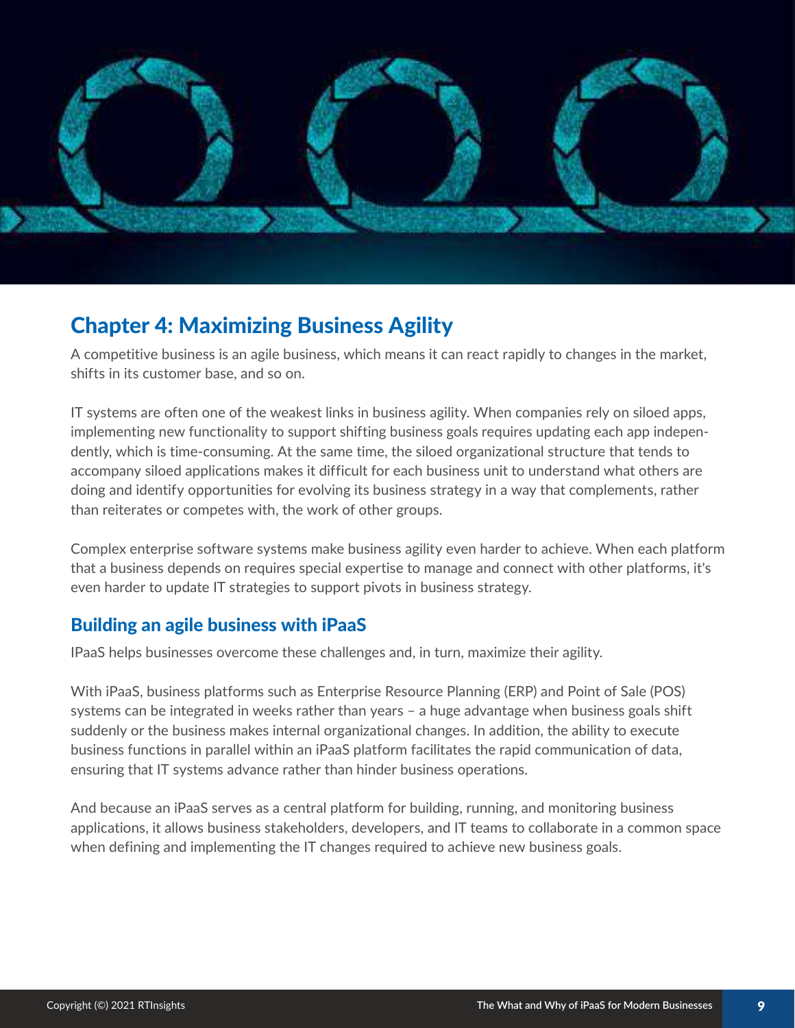## Chapter 4: Maximizing Business Agility

A competitive business is an agile business, which means it can react rapidly to changes in the market, shifts in its customer base, and so on.

IT systems are often one of the weakest links in business agility. When companies rely on siloed apps, implementing new functionality to support shifting business goals requires updating each app independently, which is time-consuming. At the same time, the siloed organizational structure that tends to accompany siloed applications makes it difficult for each business unit to understand what others are doing and identify opportunities for evolving its business strategy in a way that complements, rather than reiterates or competes with, the work of other groups.

Complex enterprise software systems make business agility even harder to achieve. When each platform that a business depends on requires special expertise to manage and connect with other platforms, it's even harder to update IT strategies to support pivots in business strategy.

### Building an agile business with iPaaS

IPaaS helps businesses overcome these challenges and, in turn, maximize their agility.

With iPaaS, business platforms such as Enterprise Resource Planning (ERP) and Point of Sale (POS) systems can be integrated in weeks rather than years – a huge advantage when business goals shift suddenly or the business makes internal organizational changes. In addition, the ability to execute business functions in parallel within an iPaaS platform facilitates the rapid communication of data, ensuring that IT systems advance rather than hinder business operations.

And because an iPaaS serves as a central platform for building, running, and monitoring business applications, it allows business stakeholders, developers, and IT teams to collaborate in a common space when defining and implementing the IT changes required to achieve new business goals.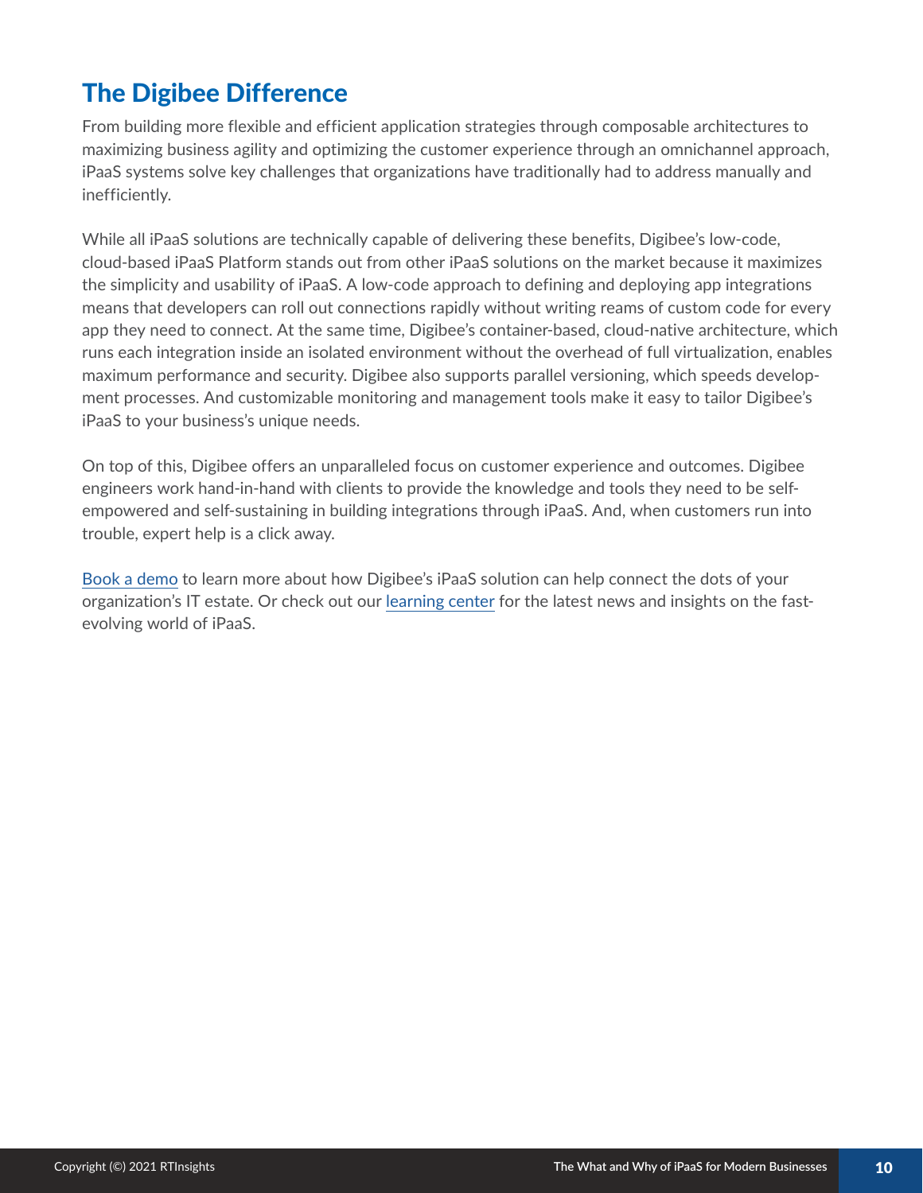## The Digibee Difference

From building more flexible and efficient application strategies through composable architectures to maximizing business agility and optimizing the customer experience through an omnichannel approach, iPaaS systems solve key challenges that organizations have traditionally had to address manually and inefficiently.

While all iPaaS solutions are technically capable of delivering these benefits, Digibee's low-code, cloud-based iPaaS Platform stands out from other iPaaS solutions on the market because it maximizes the simplicity and usability of iPaaS. A low-code approach to defining and deploying app integrations means that developers can roll out connections rapidly without writing reams of custom code for every app they need to connect. At the same time, Digibee's container-based, cloud-native architecture, which runs each integration inside an isolated environment without the overhead of full virtualization, enables maximum performance and security. Digibee also supports parallel versioning, which speeds development processes. And customizable monitoring and management tools make it easy to tailor Digibee's iPaaS to your business's unique needs.

On top of this, Digibee offers an unparalleled focus on customer experience and outcomes. Digibee engineers work hand-in-hand with clients to provide the knowledge and tools they need to be self-empowered and self-sustaining in building integrations through iPaaS. And, when customers run into trouble, expert help is a click away.

Book a demo to learn more about how Digibee's iPaaS solution can help connect the dots of your organization's IT estate. Or check out our learning center for the latest news and insights on the fast-evolving world of iPaaS.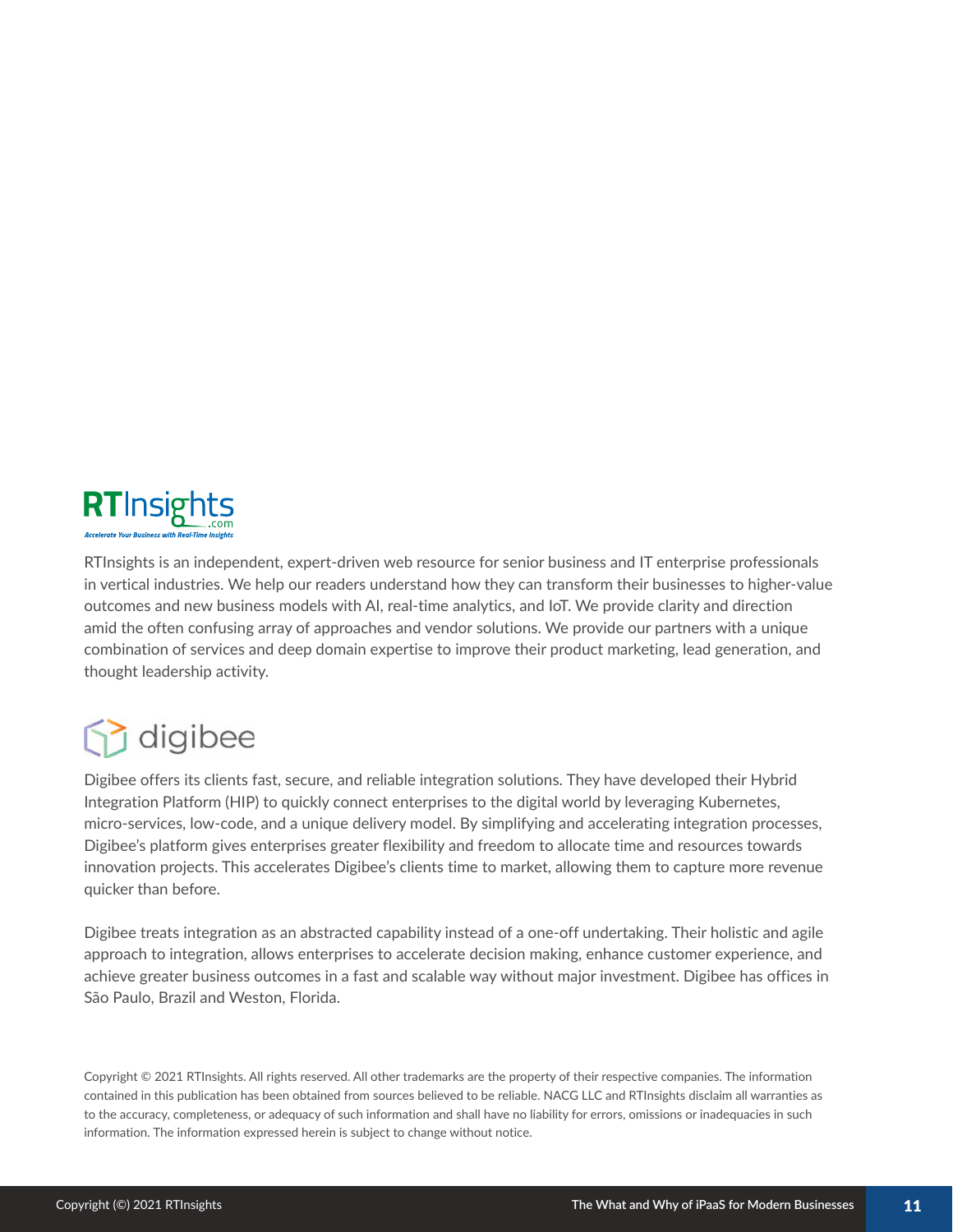RTInsights is an independent, expert-driven web resource for senior business and IT enterprise professionals in vertical industries. We help our readers understand how they can transform their businesses to higher-value outcomes and new business models with AI, real-time analytics, and IoT. We provide clarity and direction amid the often confusing array of approaches and vendor solutions. We provide our partners with a unique combination of services and deep domain expertise to improve their product marketing, lead generation, and thought leadership activity.

Digibee offers its clients fast, secure, and reliable integration solutions. They have developed their Hybrid Integration Platform (HIP) to quickly connect enterprises to the digital world by leveraging Kubernetes, micro-services, low-code, and a unique delivery model. By simplifying and accelerating integration processes, Digibee's platform gives enterprises greater flexibility and freedom to allocate time and resources towards innovation projects. This accelerates Digibee's clients time to market, allowing them to capture more revenue quicker than before.

Digibee treats integration as an abstracted capability instead of a one-off undertaking. Their holistic and agile approach to integration, allows enterprises to accelerate decision making, enhance customer experience, and achieve greater business outcomes in a fast and scalable way without major investment. Digibee has offices in São Paulo, Brazil and Weston, Florida.

Copyright © 2021 RTInsights. All rights reserved. All other trademarks are the property of their respective companies. The information contained in this publication has been obtained from sources believed to be reliable. NACG LLC and RTInsights disclaim all warranties as to the accuracy, completeness, or adequacy of such information and shall have no liability for errors, omissions or inadequacies in such information. The information expressed herein is subject to change without notice.